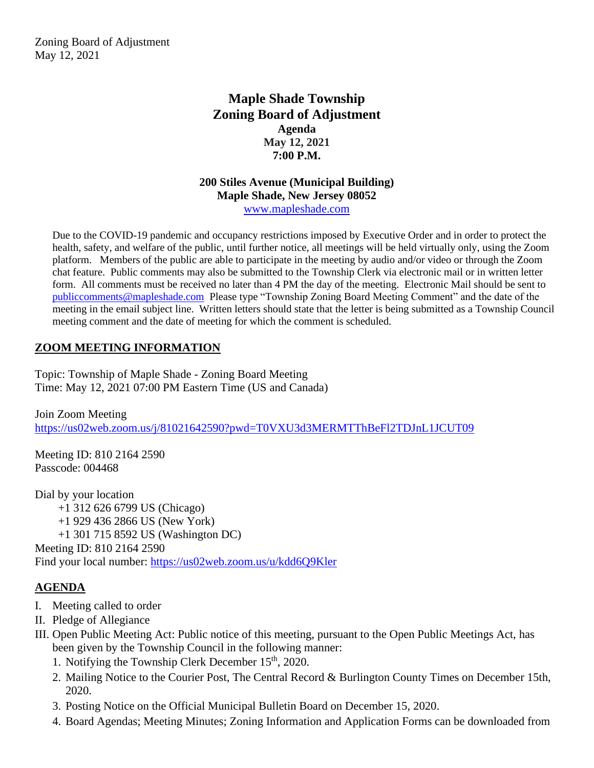Zoning Board of Adjustment
May 12, 2021

# Maple Shade Township
# Zoning Board of Adjustment
### Agenda
### May 12, 2021
### 7:00 P.M.

**200 Stiles Avenue (Municipal Building)**
**Maple Shade, New Jersey 08052**
www.mapleshade.com

Due to the COVID-19 pandemic and occupancy restrictions imposed by Executive Order and in order to protect the health, safety, and welfare of the public, until further notice, all meetings will be held virtually only, using the Zoom platform. Members of the public are able to participate in the meeting by audio and/or video or through the Zoom chat feature. Public comments may also be submitted to the Township Clerk via electronic mail or in written letter form. All comments must be received no later than 4 PM the day of the meeting. Electronic Mail should be sent to publiccomments@mapleshade.com Please type "Township Zoning Board Meeting Comment" and the date of the meeting in the email subject line. Written letters should state that the letter is being submitted as a Township Council meeting comment and the date of meeting for which the comment is scheduled.

## ZOOM MEETING INFORMATION

Topic: Township of Maple Shade - Zoning Board Meeting
Time: May 12, 2021 07:00 PM Eastern Time (US and Canada)

Join Zoom Meeting
https://us02web.zoom.us/j/81021642590?pwd=T0VXU3d3MERMTThBeFl2TDJnL1JCUT09

Meeting ID: 810 2164 2590
Passcode: 004468

Dial by your location
+1 312 626 6799 US (Chicago)
+1 929 436 2866 US (New York)
+1 301 715 8592 US (Washington DC)
Meeting ID: 810 2164 2590
Find your local number: https://us02web.zoom.us/u/kdd6Q9Kler

## AGENDA

I. Meeting called to order
II. Pledge of Allegiance
III. Open Public Meeting Act: Public notice of this meeting, pursuant to the Open Public Meetings Act, has been given by the Township Council in the following manner:
   1. Notifying the Township Clerk December 15th, 2020.
   2. Mailing Notice to the Courier Post, The Central Record & Burlington County Times on December 15th, 2020.
   3. Posting Notice on the Official Municipal Bulletin Board on December 15, 2020.
   4. Board Agendas; Meeting Minutes; Zoning Information and Application Forms can be downloaded from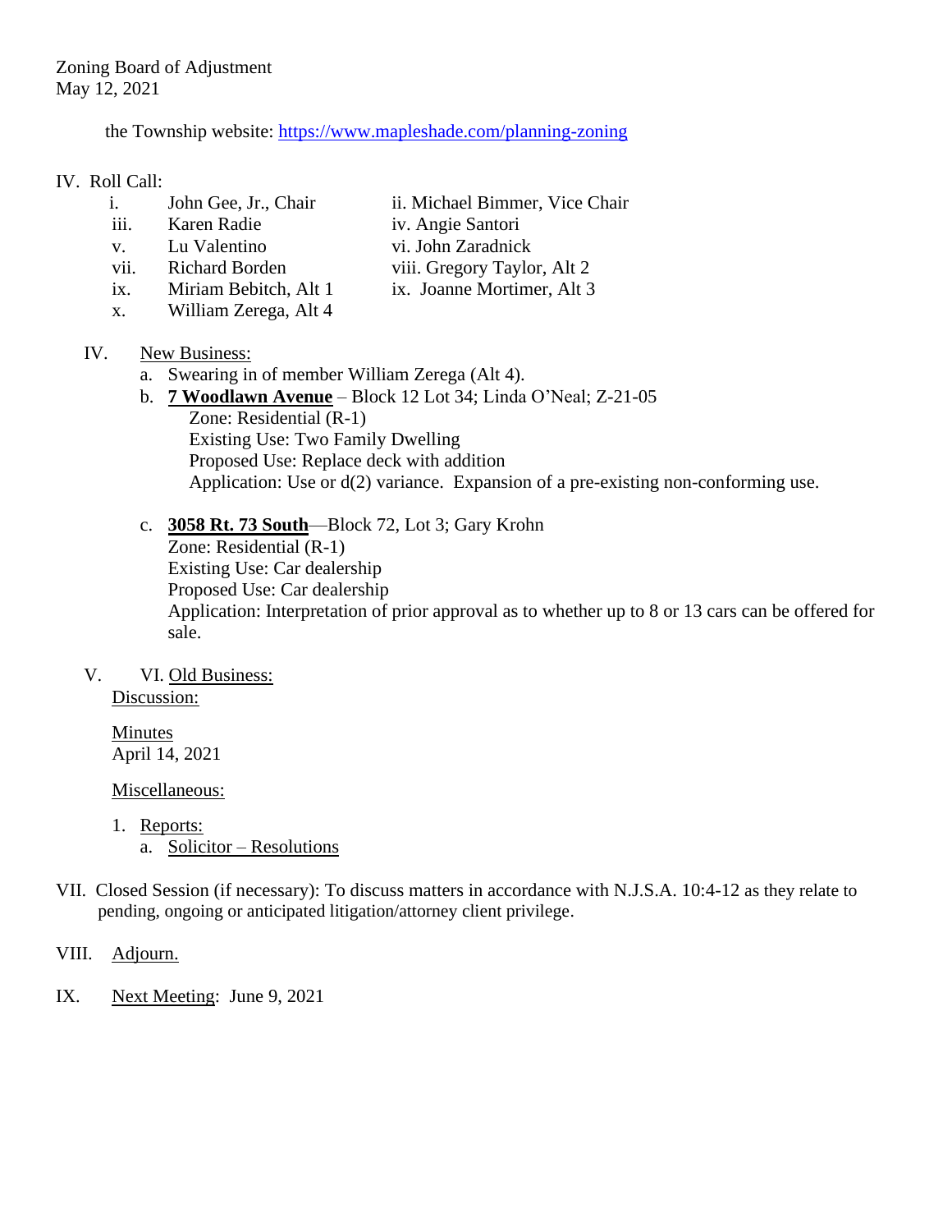Zoning Board of Adjustment
May 12, 2021

the Township website: https://www.mapleshade.com/planning-zoning

IV. Roll Call:

i. John Gee, Jr., Chair
ii. Michael Bimmer, Vice Chair
iii. Karen Radie
iv. Angie Santori
v. Lu Valentino
vi. John Zaradnick
vii. Richard Borden
viii. Gregory Taylor, Alt 2
ix. Miriam Bebitch, Alt 1
ix. Joanne Mortimer, Alt 3
x. William Zerega, Alt 4

IV. New Business:

a. Swearing in of member William Zerega (Alt 4).
b. **7 Woodlawn Avenue** – Block 12 Lot 34; Linda O'Neal; Z-21-05
   Zone: Residential (R-1)
   Existing Use: Two Family Dwelling
   Proposed Use: Replace deck with addition
   Application: Use or d(2) variance. Expansion of a pre-existing non-conforming use.

c. **3058 Rt. 73 South**—Block 72, Lot 3; Gary Krohn
   Zone: Residential (R-1)
   Existing Use: Car dealership
   Proposed Use: Car dealership
   Application: Interpretation of prior approval as to whether up to 8 or 13 cars can be offered for sale.

V. VI. Old Business:
Discussion:

Minutes
April 14, 2021

Miscellaneous:

1. Reports:
   a. Solicitor – Resolutions

VII. Closed Session (if necessary): To discuss matters in accordance with N.J.S.A. 10:4-12 as they relate to pending, ongoing or anticipated litigation/attorney client privilege.

VIII. Adjourn.

IX. Next Meeting: June 9, 2021